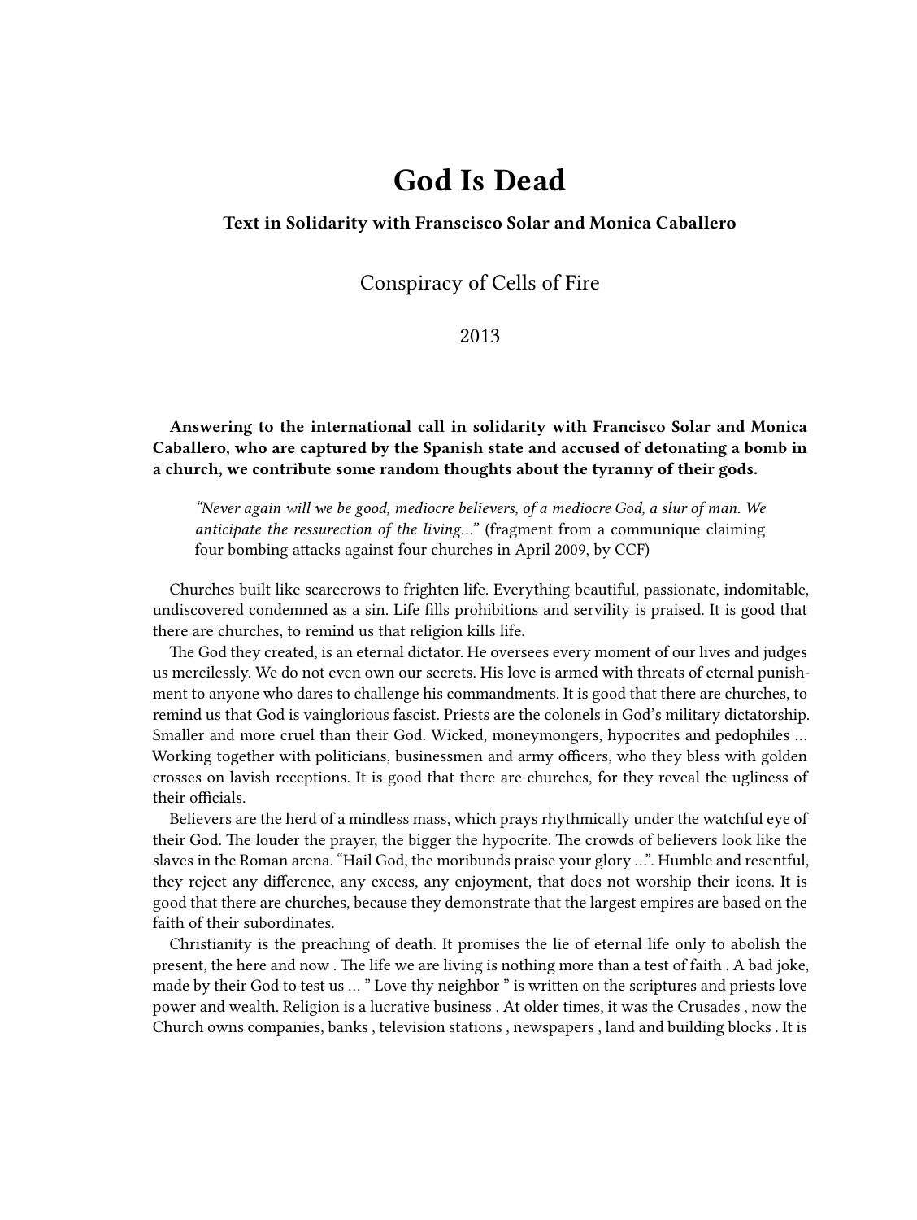# God Is Dead

**Text in Solidarity with Franscisco Solar and Monica Caballero**

Conspiracy of Cells of Fire

2013

**Answering to the international call in solidarity with Francisco Solar and Monica Caballero, who are captured by the Spanish state and accused of detonating a bomb in a church, we contribute some random thoughts about the tyranny of their gods.**

> *"Never again will we be good, mediocre believers, of a mediocre God, a slur of man. We anticipate the ressurection of the living…"* (fragment from a communique claiming four bombing attacks against four churches in April 2009, by CCF)

Churches built like scarecrows to frighten life. Everything beautiful, passionate, indomitable, undiscovered condemned as a sin. Life fills prohibitions and servility is praised. It is good that there are churches, to remind us that religion kills life.

The God they created, is an eternal dictator. He oversees every moment of our lives and judges us mercilessly. We do not even own our secrets. His love is armed with threats of eternal punishment to anyone who dares to challenge his commandments. It is good that there are churches, to remind us that God is vainglorious fascist. Priests are the colonels in God's military dictatorship. Smaller and more cruel than their God. Wicked, moneymongers, hypocrites and pedophiles … Working together with politicians, businessmen and army officers, who they bless with golden crosses on lavish receptions. It is good that there are churches, for they reveal the ugliness of their officials.

Believers are the herd of a mindless mass, which prays rhythmically under the watchful eye of their God. The louder the prayer, the bigger the hypocrite. The crowds of believers look like the slaves in the Roman arena. "Hail God, the moribunds praise your glory …". Humble and resentful, they reject any difference, any excess, any enjoyment, that does not worship their icons. It is good that there are churches, because they demonstrate that the largest empires are based on the faith of their subordinates.

Christianity is the preaching of death. It promises the lie of eternal life only to abolish the present, the here and now . The life we are living is nothing more than a test of faith . A bad joke, made by their God to test us … " Love thy neighbor " is written on the scriptures and priests love power and wealth. Religion is a lucrative business . At older times, it was the Crusades , now the Church owns companies, banks , television stations , newspapers , land and building blocks . It is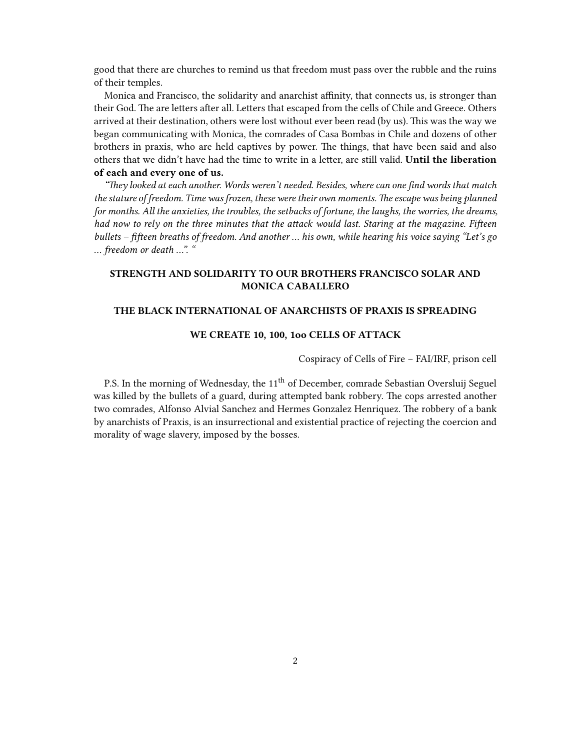good that there are churches to remind us that freedom must pass over the rubble and the ruins of their temples.

Monica and Francisco, the solidarity and anarchist affinity, that connects us, is stronger than their God. The are letters after all. Letters that escaped from the cells of Chile and Greece. Others arrived at their destination, others were lost without ever been read (by us). This was the way we began communicating with Monica, the comrades of Casa Bombas in Chile and dozens of other brothers in praxis, who are held captives by power. The things, that have been said and also others that we didn't have had the time to write in a letter, are still valid. **Until the liberation of each and every one of us.**

*"They looked at each another. Words weren't needed. Besides, where can one find words that match the stature of freedom. Time was frozen, these were their own moments. The escape was being planned for months. All the anxieties, the troubles, the setbacks of fortune, the laughs, the worries, the dreams, had now to rely on the three minutes that the attack would last. Staring at the magazine. Fifteen bullets – fifteen breaths of freedom. And another … his own, while hearing his voice saying "Let's go … freedom or death …". "*

**STRENGTH AND SOLIDARITY TO OUR BROTHERS FRANCISCO SOLAR AND MONICA CABALLERO**

**THE BLACK INTERNATIONAL OF ANARCHISTS OF PRAXIS IS SPREADING**

**WE CREATE 10, 100, 1oo CELLS OF ATTACK**

Cospiracy of Cells of Fire – FAI/IRF, prison cell

P.S. In the morning of Wednesday, the 11th of December, comrade Sebastian Oversluij Seguel was killed by the bullets of a guard, during attempted bank robbery. The cops arrested another two comrades, Alfonso Alvial Sanchez and Hermes Gonzalez Henriquez. The robbery of a bank by anarchists of Praxis, is an insurrectional and existential practice of rejecting the coercion and morality of wage slavery, imposed by the bosses.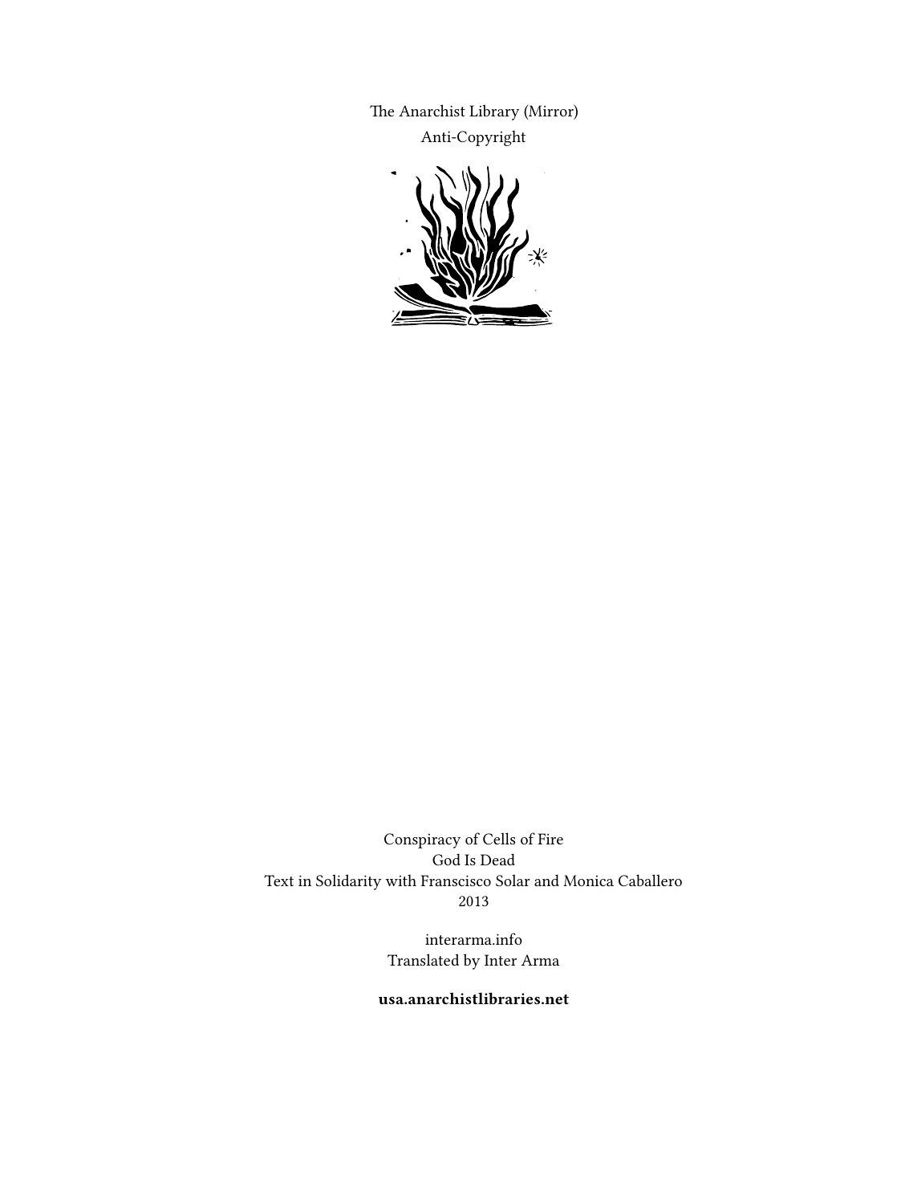The Anarchist Library (Mirror)
Anti-Copyright

Conspiracy of Cells of Fire
God Is Dead
Text in Solidarity with Franscisco Solar and Monica Caballero
2013

interarma.info
Translated by Inter Arma

**usa.anarchistlibraries.net**